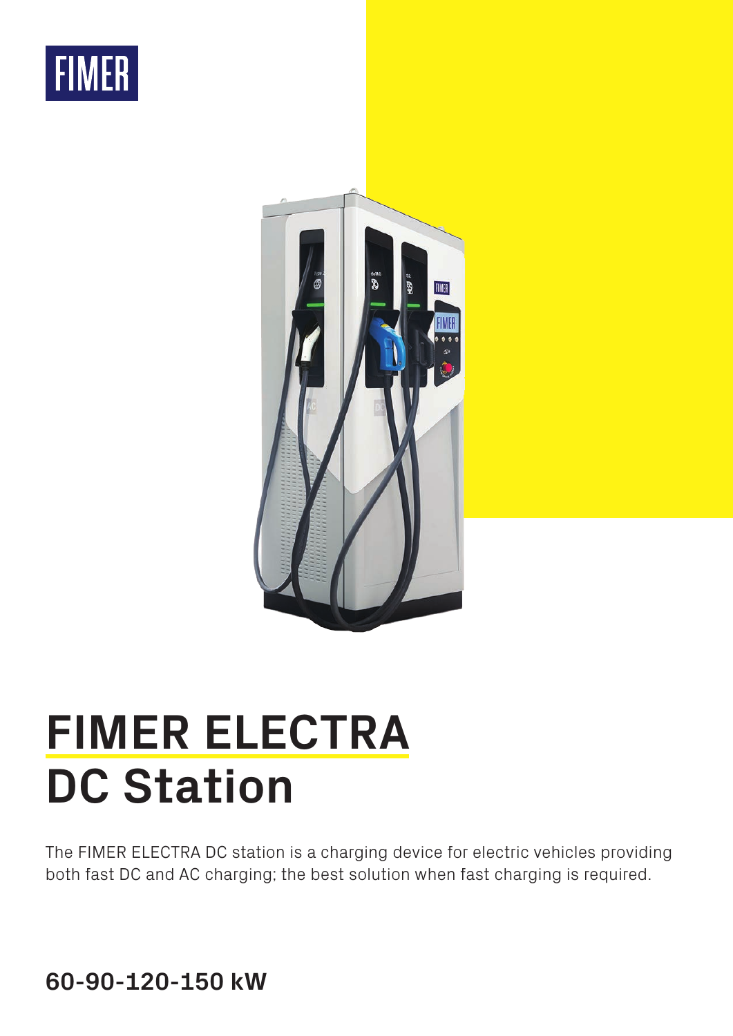FIMER

# FIMER ELECTRA
# DC Station

The FIMER ELECTRA DC station is a charging device for electric vehicles providing both fast DC and AC charging; the best solution when fast charging is required.

**60-90-120-150 kW**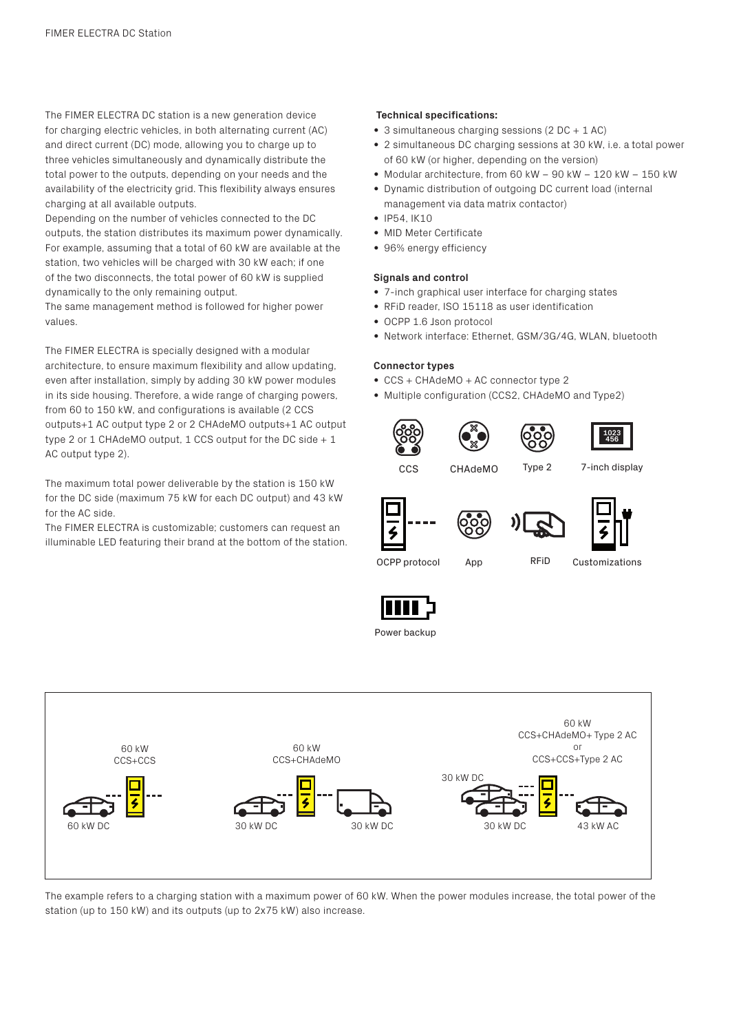The FIMER ELECTRA DC station is a new generation device for charging electric vehicles, in both alternating current (AC) and direct current (DC) mode, allowing you to charge up to three vehicles simultaneously and dynamically distribute the total power to the outputs, depending on your needs and the availability of the electricity grid. This flexibility always ensures charging at all available outputs.
Depending on the number of vehicles connected to the DC outputs, the station distributes its maximum power dynamically. For example, assuming that a total of 60 kW are available at the station, two vehicles will be charged with 30 kW each; if one of the two disconnects, the total power of 60 kW is supplied dynamically to the only remaining output.
The same management method is followed for higher power values.

The FIMER ELECTRA is specially designed with a modular architecture, to ensure maximum flexibility and allow updating, even after installation, simply by adding 30 kW power modules in its side housing. Therefore, a wide range of charging powers, from 60 to 150 kW, and configurations is available (2 CCS outputs+1 AC output type 2 or 2 CHAdeMO outputs+1 AC output type 2 or 1 CHAdeMO output, 1 CCS output for the DC side + 1 AC output type 2).

The maximum total power deliverable by the station is 150 kW for the DC side (maximum 75 kW for each DC output) and 43 kW for the AC side.
The FIMER ELECTRA is customizable; customers can request an illuminable LED featuring their brand at the bottom of the station.

**Technical specifications:**

- 3 simultaneous charging sessions (2 DC + 1 AC)
- 2 simultaneous DC charging sessions at 30 kW, i.e. a total power of 60 kW (or higher, depending on the version)
- Modular architecture, from 60 kW – 90 kW – 120 kW – 150 kW
- Dynamic distribution of outgoing DC current load (internal management via data matrix contactor)
- IP54, IK10
- MID Meter Certificate
- 96% energy efficiency

**Signals and control**

- 7-inch graphical user interface for charging states
- RFiD reader, ISO 15118 as user identification
- OCPP 1.6 Json protocol
- Network interface: Ethernet, GSM/3G/4G, WLAN, bluetooth

**Connector types**

- CCS + CHAdeMO + AC connector type 2
- Multiple configuration (CCS2, CHAdeMO and Type2)

CCS | CHAdeMO | Type 2 | 7-inch display

OCPP protocol | App | RFiD | Customizations

Power backup

60 kW CCS+CCS: 60 kW DC

60 kW CCS+CHAdeMO: 30 kW DC, 30 kW DC

60 kW CCS+CHAdeMO+ Type 2 AC or CCS+CCS+Type 2 AC: 30 kW DC, 30 kW DC, 43 kW AC

The example refers to a charging station with a maximum power of 60 kW. When the power modules increase, the total power of the station (up to 150 kW) and its outputs (up to 2x75 kW) also increase.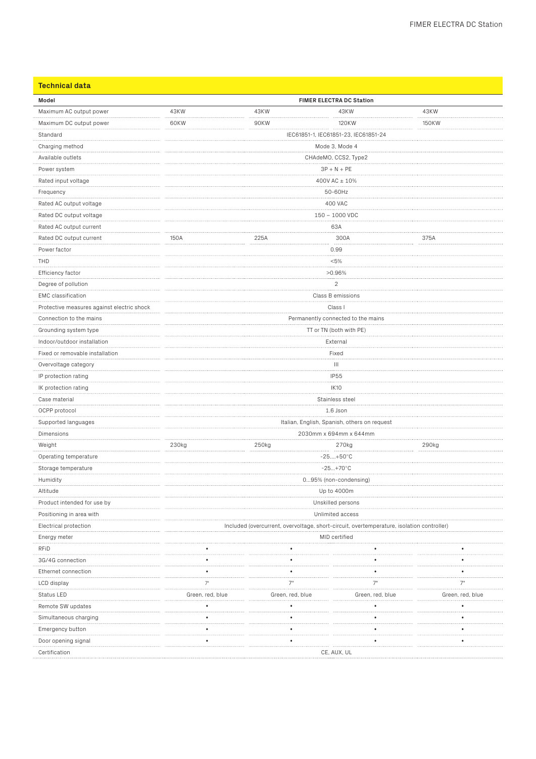## Technical data

| Model | FIMER ELECTRA DC Station | | | |
|---|---|---|---|---|
| Maximum AC output power | 43KW | 43KW | 43KW | 43KW |
| Maximum DC output power | 60KW | 90KW | 120KW | 150KW |
| Standard | IEC61851-1, IEC61851-23, IEC61851-24 | | | |
| Charging method | Mode 3, Mode 4 | | | |
| Available outlets | CHAdeMO, CCS2, Type2 | | | |
| Power system | 3P + N + PE | | | |
| Rated input voltage | 400V AC ± 10% | | | |
| Frequency | 50-60Hz | | | |
| Rated AC output voltage | 400 VAC | | | |
| Rated DC output voltage | 150 – 1000 VDC | | | |
| Rated AC output current | 63A | | | |
| Rated DC output current | 150A | 225A | 300A | 375A |
| Power factor | 0.99 | | | |
| THD | <5% | | | |
| Efficiency factor | >0.96% | | | |
| Degree of pollution | 2 | | | |
| EMC classification | Class B emissions | | | |
| Protective measures against electric shock | Class I | | | |
| Connection to the mains | Permanently connected to the mains | | | |
| Grounding system type | TT or TN (both with PE) | | | |
| Indoor/outdoor installation | External | | | |
| Fixed or removable installation | Fixed | | | |
| Overvoltage category | III | | | |
| IP protection rating | IP55 | | | |
| IK protection rating | IK10 | | | |
| Case material | Stainless steel | | | |
| OCPP protocol | 1.6 Json | | | |
| Supported languages | Italian, English, Spanish, others on request | | | |
| Dimensions | 2030mm x 694mm x 644mm | | | |
| Weight | 230kg | 250kg | 270kg | 290kg |
| Operating temperature | -25....+50°C | | | |
| Storage temperature | -25...+70°C | | | |
| Humidity | 0...95% (non-condensing) | | | |
| Altitude | Up to 4000m | | | |
| Product intended for use by | Unskilled persons | | | |
| Positioning in area with | Unlimited access | | | |
| Electrical protection | Included (overcurrent, overvoltage, short-circuit, overtemperature, isolation controller) | | | |
| Energy meter | MID certified | | | |
| RFiD | • | • | • | • |
| 3G/4G connection | • | • | • | • |
| Ethernet connection | • | • | • | • |
| LCD display | 7" | 7" | 7" | 7" |
| Status LED | Green, red, blue | Green, red, blue | Green, red, blue | Green, red, blue |
| Remote SW updates | • | • | • | • |
| Simultaneous charging | • | • | • | • |
| Emergency button | • | • | • | • |
| Door opening signal | • | • | • | • |
| Certification | CE, AUX, UL | | | |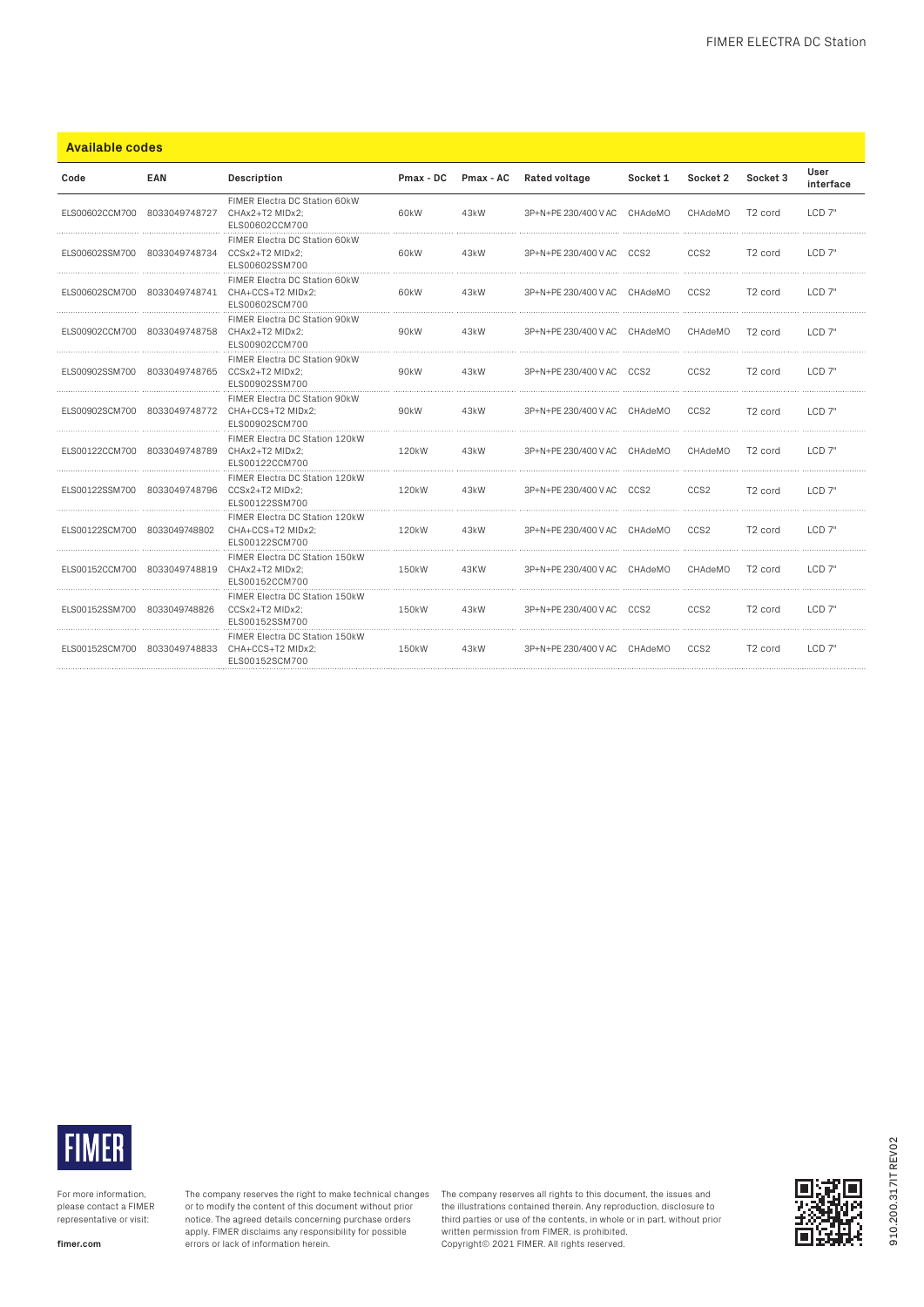## Available codes

| Code | EAN | Description | Pmax - DC | Pmax - AC | Rated voltage | Socket 1 | Socket 2 | Socket 3 | User interface |
|---|---|---|---|---|---|---|---|---|---|
| ELS00602CCM700 | 8033049748727 | FIMER Electra DC Station 60kW CHAx2+T2 MIDx2; ELS00602CCM700 | 60kW | 43kW | 3P+N+PE 230/400 V AC | CHAdeMO | CHAdeMO | T2 cord | LCD 7" |
| ELS00602SSM700 | 8033049748734 | FIMER Electra DC Station 60kW CCSx2+T2 MIDx2; ELS00602SSM700 | 60kW | 43kW | 3P+N+PE 230/400 V AC | CCS2 | CCS2 | T2 cord | LCD 7" |
| ELS00602SCM700 | 8033049748741 | FIMER Electra DC Station 60kW CHA+CCS+T2 MIDx2; ELS00602SCM700 | 60kW | 43kW | 3P+N+PE 230/400 V AC | CHAdeMO | CCS2 | T2 cord | LCD 7" |
| ELS00902CCM700 | 8033049748758 | FIMER Electra DC Station 90kW CHAx2+T2 MIDx2; ELS00902CCM700 | 90kW | 43kW | 3P+N+PE 230/400 V AC | CHAdeMO | CHAdeMO | T2 cord | LCD 7" |
| ELS00902SSM700 | 8033049748765 | FIMER Electra DC Station 90kW CCSx2+T2 MIDx2; ELS00902SSM700 | 90kW | 43kW | 3P+N+PE 230/400 V AC | CCS2 | CCS2 | T2 cord | LCD 7" |
| ELS00902SCM700 | 8033049748772 | FIMER Electra DC Station 90kW CHA+CCS+T2 MIDx2; ELS00902SCM700 | 90kW | 43kW | 3P+N+PE 230/400 V AC | CHAdeMO | CCS2 | T2 cord | LCD 7" |
| ELS00122CCM700 | 8033049748789 | FIMER Electra DC Station 120kW CHAx2+T2 MIDx2; ELS00122CCM700 | 120kW | 43kW | 3P+N+PE 230/400 V AC | CHAdeMO | CHAdeMO | T2 cord | LCD 7" |
| ELS00122SSM700 | 8033049748796 | FIMER Electra DC Station 120kW CCSx2+T2 MIDx2; ELS00122SSM700 | 120kW | 43kW | 3P+N+PE 230/400 V AC | CCS2 | CCS2 | T2 cord | LCD 7" |
| ELS00122SCM700 | 8033049748802 | FIMER Electra DC Station 120kW CHA+CCS+T2 MIDx2; ELS00122SCM700 | 120kW | 43kW | 3P+N+PE 230/400 V AC | CHAdeMO | CCS2 | T2 cord | LCD 7" |
| ELS00152CCM700 | 8033049748819 | FIMER Electra DC Station 150kW CHAx2+T2 MIDx2; ELS00152CCM700 | 150kW | 43KW | 3P+N+PE 230/400 V AC | CHAdeMO | CHAdeMO | T2 cord | LCD 7" |
| ELS00152SSM700 | 8033049748826 | FIMER Electra DC Station 150kW CCSx2+T2 MIDx2; ELS00152SSM700 | 150kW | 43kW | 3P+N+PE 230/400 V AC | CCS2 | CCS2 | T2 cord | LCD 7" |
| ELS00152SCM700 | 8033049748833 | FIMER Electra DC Station 150kW CHA+CCS+T2 MIDx2; ELS00152SCM700 | 150kW | 43kW | 3P+N+PE 230/400 V AC | CHAdeMO | CCS2 | T2 cord | LCD 7" |

FIMER

For more information, please contact a FIMER representative or visit:

**fimer.com**

The company reserves the right to make technical changes or to modify the content of this document without prior notice. The agreed details concerning purchase orders apply. FIMER disclaims any responsibility for possible errors or lack of information herein.

The company reserves all rights to this document, the issues and the illustrations contained therein. Any reproduction, disclosure to third parties or use of the contents, in whole or in part, without prior written permission from FIMER, is prohibited.
Copyright© 2021 FIMER. All rights reserved.

910.200.317IT REV02